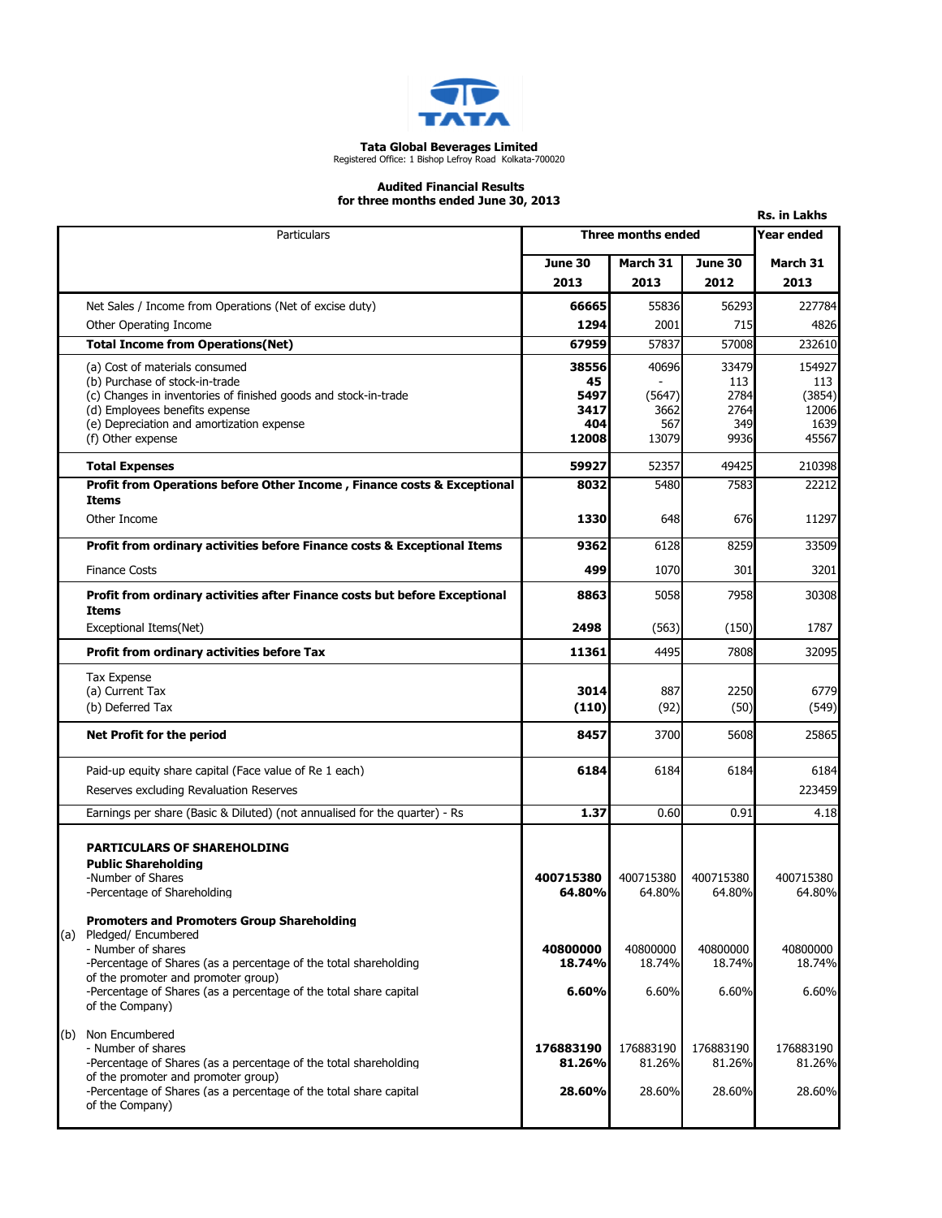**Tata Global Beverages Limited**
Registered Office: 1 Bishop Lefroy Road Kolkata-700020

**Audited Financial Results**
**for three months ended June 30, 2013**

**Rs. in Lakhs**

| Particulars | Three months ended | | | Year ended |
|---|---|---|---|---|
| | **June 30 2013** | **March 31 2013** | **June 30 2012** | **March 31 2013** |
| Net Sales / Income from Operations (Net of excise duty) | **66665** | 55836 | 56293 | 227784 |
| Other Operating Income | **1294** | 2001 | 715 | 4826 |
| **Total Income from Operations(Net)** | **67959** | 57837 | 57008 | 232610 |
| (a) Cost of materials consumed | **38556** | 40696 | 33479 | 154927 |
| (b) Purchase of stock-in-trade | **45** | - | 113 | 113 |
| (c) Changes in inventories of finished goods and stock-in-trade | **5497** | (5647) | 2784 | (3854) |
| (d) Employees benefits expense | **3417** | 3662 | 2764 | 12006 |
| (e) Depreciation and amortization expense | **404** | 567 | 349 | 1639 |
| (f) Other expense | **12008** | 13079 | 9936 | 45567 |
| **Total Expenses** | **59927** | 52357 | 49425 | 210398 |
| **Profit from Operations before Other Income , Finance costs & Exceptional Items** | **8032** | 5480 | 7583 | 22212 |
| Other Income | **1330** | 648 | 676 | 11297 |
| **Profit from ordinary activities before Finance costs & Exceptional Items** | **9362** | 6128 | 8259 | 33509 |
| Finance Costs | **499** | 1070 | 301 | 3201 |
| **Profit from ordinary activities after Finance costs but before Exceptional Items** | **8863** | 5058 | 7958 | 30308 |
| Exceptional Items(Net) | **2498** | (563) | (150) | 1787 |
| **Profit from ordinary activities before Tax** | **11361** | 4495 | 7808 | 32095 |
| Tax Expense | | | | |
| (a) Current Tax | **3014** | 887 | 2250 | 6779 |
| (b) Deferred Tax | **(110)** | (92) | (50) | (549) |
| **Net Profit for the period** | **8457** | 3700 | 5608 | 25865 |
| Paid-up equity share capital (Face value of Re 1 each) | **6184** | 6184 | 6184 | 6184 |
| Reserves excluding Revaluation Reserves | | | | 223459 |
| Earnings per share (Basic & Diluted) (not annualised for the quarter) - Rs | **1.37** | 0.60 | 0.91 | 4.18 |
| **PARTICULARS OF SHAREHOLDING** | | | | |
| **Public Shareholding** | | | | |
| -Number of Shares | **400715380** | 400715380 | 400715380 | 400715380 |
| -Percentage of Shareholding | **64.80%** | 64.80% | 64.80% | 64.80% |
| **Promoters and Promoters Group Shareholding** | | | | |
| (a) Pledged/ Encumbered | | | | |
| - Number of shares | **40800000** | 40800000 | 40800000 | 40800000 |
| -Percentage of Shares (as a percentage of the total shareholding of the promoter and promoter group) | **18.74%** | 18.74% | 18.74% | 18.74% |
| -Percentage of Shares (as a percentage of the total share capital of the Company) | **6.60%** | 6.60% | 6.60% | 6.60% |
| (b) Non Encumbered | | | | |
| - Number of shares | **176883190** | 176883190 | 176883190 | 176883190 |
| -Percentage of Shares (as a percentage of the total shareholding of the promoter and promoter group) | **81.26%** | 81.26% | 81.26% | 81.26% |
| -Percentage of Shares (as a percentage of the total share capital of the Company) | **28.60%** | 28.60% | 28.60% | 28.60% |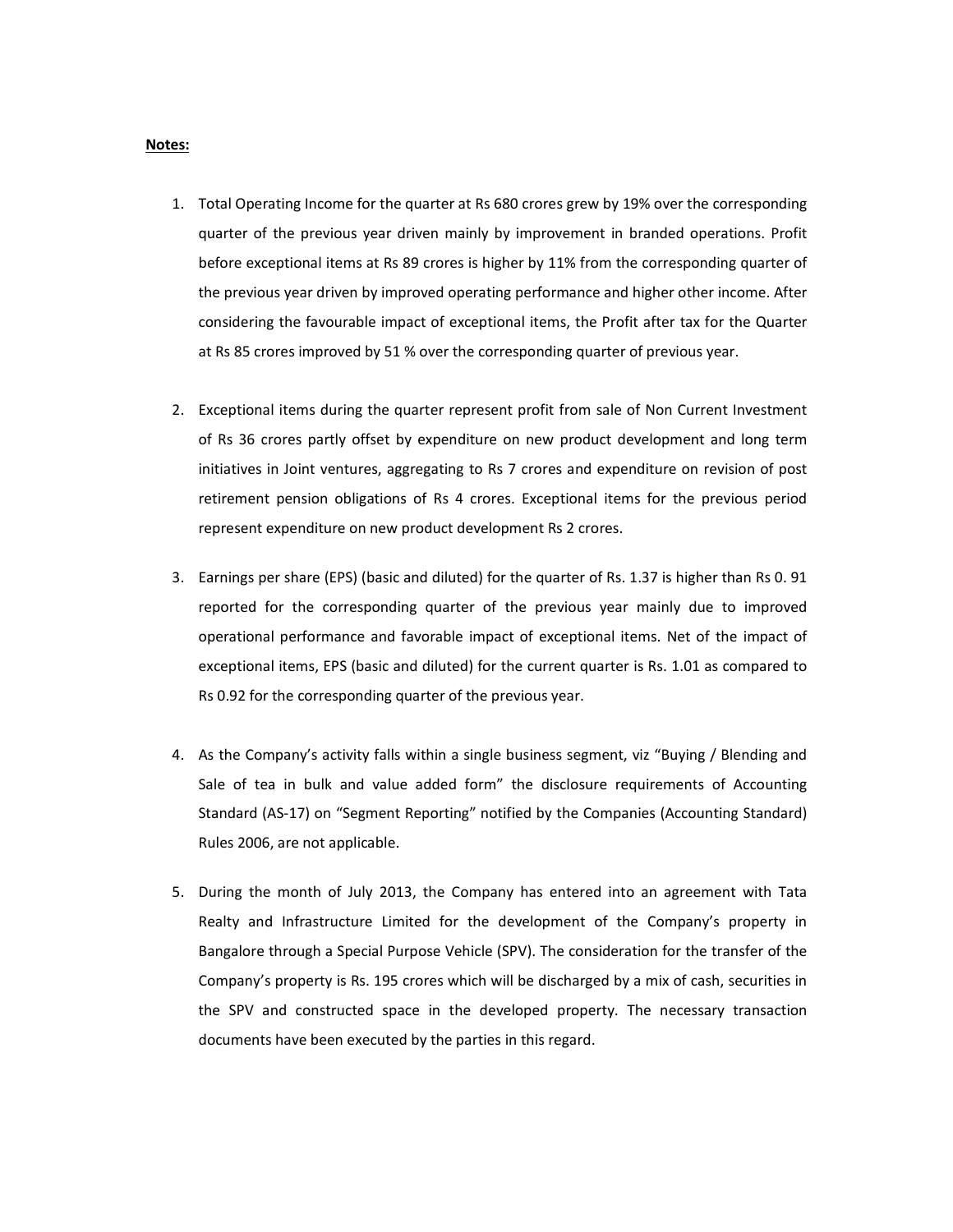**Notes:**

1. Total Operating Income for the quarter at Rs 680 crores grew by 19% over the corresponding quarter of the previous year driven mainly by improvement in branded operations. Profit before exceptional items at Rs 89 crores is higher by 11% from the corresponding quarter of the previous year driven by improved operating performance and higher other income. After considering the favourable impact of exceptional items, the Profit after tax for the Quarter at Rs 85 crores improved by 51 % over the corresponding quarter of previous year.

2. Exceptional items during the quarter represent profit from sale of Non Current Investment of Rs 36 crores partly offset by expenditure on new product development and long term initiatives in Joint ventures, aggregating to Rs 7 crores and expenditure on revision of post retirement pension obligations of Rs 4 crores. Exceptional items for the previous period represent expenditure on new product development Rs 2 crores.

3. Earnings per share (EPS) (basic and diluted) for the quarter of Rs. 1.37 is higher than Rs 0. 91 reported for the corresponding quarter of the previous year mainly due to improved operational performance and favorable impact of exceptional items. Net of the impact of exceptional items, EPS (basic and diluted) for the current quarter is Rs. 1.01 as compared to Rs 0.92 for the corresponding quarter of the previous year.

4. As the Company's activity falls within a single business segment, viz "Buying / Blending and Sale of tea in bulk and value added form" the disclosure requirements of Accounting Standard (AS-17) on "Segment Reporting" notified by the Companies (Accounting Standard) Rules 2006, are not applicable.

5. During the month of July 2013, the Company has entered into an agreement with Tata Realty and Infrastructure Limited for the development of the Company's property in Bangalore through a Special Purpose Vehicle (SPV). The consideration for the transfer of the Company's property is Rs. 195 crores which will be discharged by a mix of cash, securities in the SPV and constructed space in the developed property. The necessary transaction documents have been executed by the parties in this regard.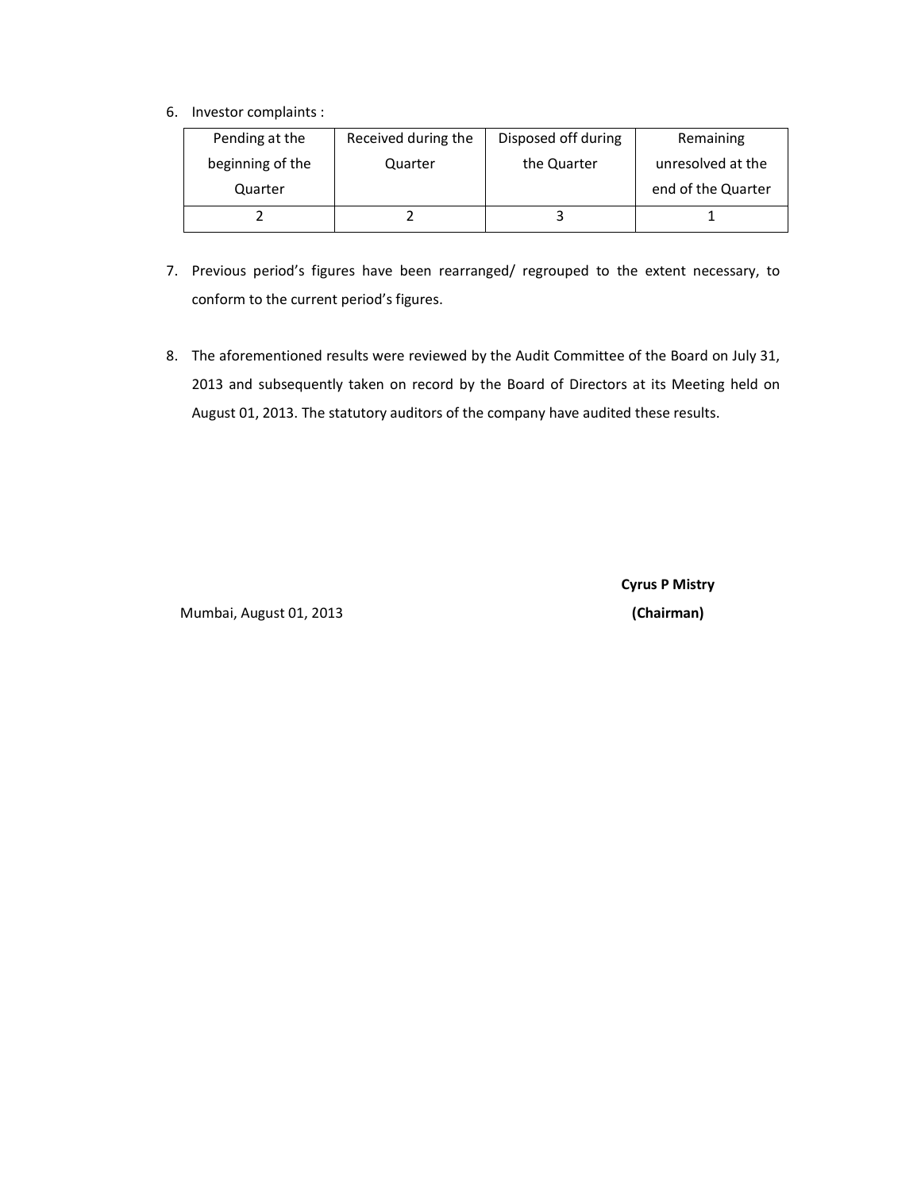6. Investor complaints :

| Pending at the beginning of the Quarter | Received during the Quarter | Disposed off during the Quarter | Remaining unresolved at the end of the Quarter |
|---|---|---|---|
| 2 | 2 | 3 | 1 |

7. Previous period's figures have been rearranged/ regrouped to the extent necessary, to conform to the current period's figures.

8. The aforementioned results were reviewed by the Audit Committee of the Board on July 31, 2013 and subsequently taken on record by the Board of Directors at its Meeting held on August 01, 2013. The statutory auditors of the company have audited these results.

**Cyrus P Mistry**

Mumbai, August 01, 2013

**(Chairman)**